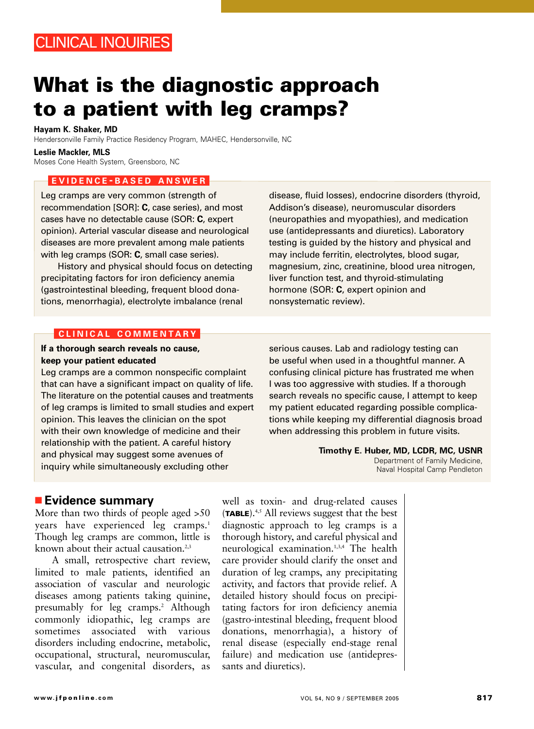CLINICAL INQUIRIES

# What is the diagnostic approach to a patient with leg cramps?

**Hayam K. Shaker, MD**
Hendersonville Family Practice Residency Program, MAHEC, Hendersonville, NC

**Leslie Mackler, MLS**
Moses Cone Health System, Greensboro, NC

## EVIDENCE-BASED ANSWER

Leg cramps are very common (strength of recommendation [SOR]: **C**, case series), and most cases have no detectable cause (SOR: **C**, expert opinion). Arterial vascular disease and neurological diseases are more prevalent among male patients with leg cramps (SOR: **C**, small case series).

History and physical should focus on detecting precipitating factors for iron deficiency anemia (gastrointestinal bleeding, frequent blood donations, menorrhagia), electrolyte imbalance (renal disease, fluid losses), endocrine disorders (thyroid, Addison's disease), neuromuscular disorders (neuropathies and myopathies), and medication use (antidepressants and diuretics). Laboratory testing is guided by the history and physical and may include ferritin, electrolytes, blood sugar, magnesium, zinc, creatinine, blood urea nitrogen, liver function test, and thyroid-stimulating hormone (SOR: **C**, expert opinion and nonsystematic review).

## CLINICAL COMMENTARY

**If a thorough search reveals no cause, keep your patient educated**

Leg cramps are a common nonspecific complaint that can have a significant impact on quality of life. The literature on the potential causes and treatments of leg cramps is limited to small studies and expert opinion. This leaves the clinician on the spot with their own knowledge of medicine and their relationship with the patient. A careful history and physical may suggest some avenues of inquiry while simultaneously excluding other serious causes. Lab and radiology testing can be useful when used in a thoughtful manner. A confusing clinical picture has frustrated me when I was too aggressive with studies. If a thorough search reveals no specific cause, I attempt to keep my patient educated regarding possible complications while keeping my differential diagnosis broad when addressing this problem in future visits.

**Timothy E. Huber, MD, LCDR, MC, USNR**
Department of Family Medicine,
Naval Hospital Camp Pendleton

## Evidence summary

More than two thirds of people aged >50 years have experienced leg cramps.[1] Though leg cramps are common, little is known about their actual causation.[2,3]

A small, retrospective chart review, limited to male patients, identified an association of vascular and neurologic diseases among patients taking quinine, presumably for leg cramps.[2] Although commonly idiopathic, leg cramps are sometimes associated with various disorders including endocrine, metabolic, occupational, structural, neuromuscular, vascular, and congenital disorders, as well as toxin- and drug-related causes (**TABLE**).[4,5] All reviews suggest that the best diagnostic approach to leg cramps is a thorough history, and careful physical and neurological examination.[1,3,4] The health care provider should clarify the onset and duration of leg cramps, any precipitating activity, and factors that provide relief. A detailed history should focus on precipitating factors for iron deficiency anemia (gastro-intestinal bleeding, frequent blood donations, menorrhagia), a history of renal disease (especially end-stage renal failure) and medication use (antidepressants and diuretics).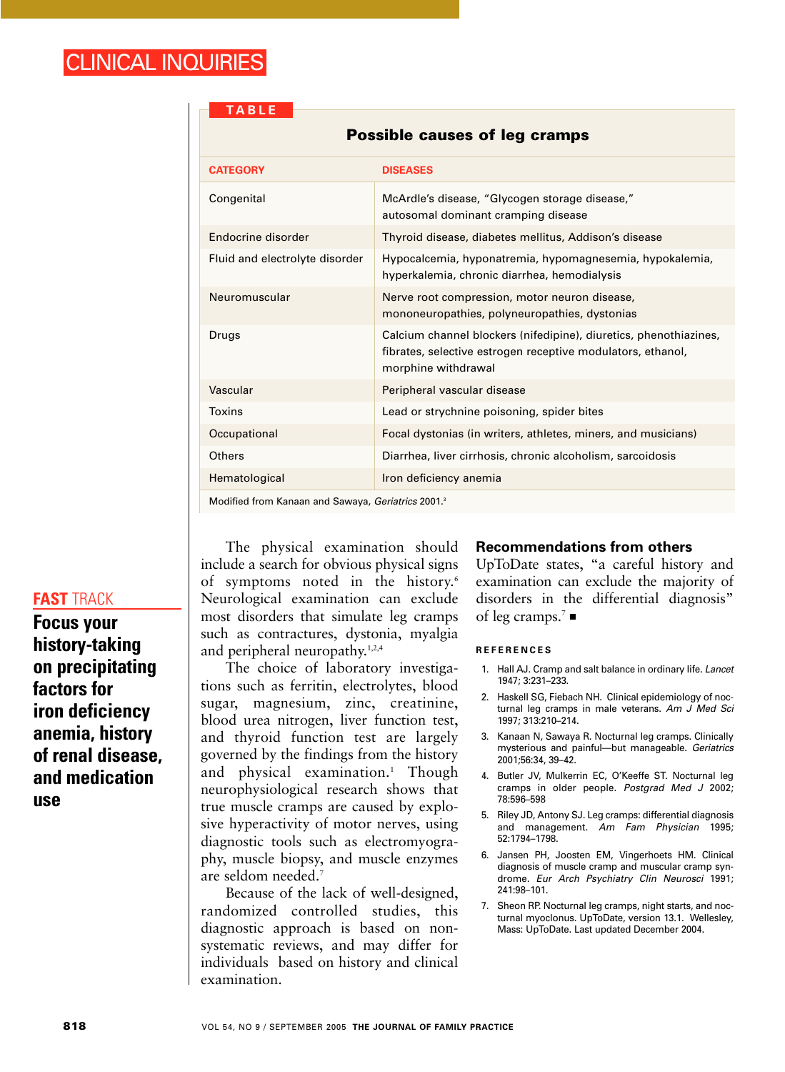**TABLE**

**Possible causes of leg cramps**

| CATEGORY | DISEASES |
|---|---|
| Congenital | McArdle's disease, "Glycogen storage disease," autosomal dominant cramping disease |
| Endocrine disorder | Thyroid disease, diabetes mellitus, Addison's disease |
| Fluid and electrolyte disorder | Hypocalcemia, hyponatremia, hypomagnesemia, hypokalemia, hyperkalemia, chronic diarrhea, hemodialysis |
| Neuromuscular | Nerve root compression, motor neuron disease, mononeuropathies, polyneuropathies, dystonias |
| Drugs | Calcium channel blockers (nifedipine), diuretics, phenothiazines, fibrates, selective estrogen receptive modulators, ethanol, morphine withdrawal |
| Vascular | Peripheral vascular disease |
| Toxins | Lead or strychnine poisoning, spider bites |
| Occupational | Focal dystonias (in writers, athletes, miners, and musicians) |
| Others | Diarrhea, liver cirrhosis, chronic alcoholism, sarcoidosis |
| Hematological | Iron deficiency anemia |

Modified from Kanaan and Sawaya, *Geriatrics* 2001.[3]

**FAST TRACK**

**Focus your history-taking on precipitating factors for iron deficiency anemia, history of renal disease, and medication use**

The physical examination should include a search for obvious physical signs of symptoms noted in the history.[6] Neurological examination can exclude most disorders that simulate leg cramps such as contractures, dystonia, myalgia and peripheral neuropathy.[1,2,4]

The choice of laboratory investigations such as ferritin, electrolytes, blood sugar, magnesium, zinc, creatinine, blood urea nitrogen, liver function test, and thyroid function test are largely governed by the findings from the history and physical examination.[1] Though neurophysiological research shows that true muscle cramps are caused by explosive hyperactivity of motor nerves, using diagnostic tools such as electromyography, muscle biopsy, and muscle enzymes are seldom needed.[7]

Because of the lack of well-designed, randomized controlled studies, this diagnostic approach is based on nonsystematic reviews, and may differ for individuals based on history and clinical examination.

## Recommendations from others

UpToDate states, "a careful history and examination can exclude the majority of disorders in the differential diagnosis" of leg cramps.[7] ■

### REFERENCES

1. Hall AJ. Cramp and salt balance in ordinary life. *Lancet* 1947; 3:231–233.
2. Haskell SG, Fiebach NH. Clinical epidemiology of nocturnal leg cramps in male veterans. *Am J Med Sci* 1997; 313:210–214.
3. Kanaan N, Sawaya R. Nocturnal leg cramps. Clinically mysterious and painful—but manageable. *Geriatrics* 2001;56:34, 39–42.
4. Butler JV, Mulkerrin EC, O'Keeffe ST. Nocturnal leg cramps in older people. *Postgrad Med J* 2002; 78:596–598
5. Riley JD, Antony SJ. Leg cramps: differential diagnosis and management. *Am Fam Physician* 1995; 52:1794–1798.
6. Jansen PH, Joosten EM, Vingerhoets HM. Clinical diagnosis of muscle cramp and muscular cramp syndrome. *Eur Arch Psychiatry Clin Neurosci* 1991; 241:98–101.
7. Sheon RP. Nocturnal leg cramps, night starts, and nocturnal myoclonus. UpToDate, version 13.1. Wellesley, Mass: UpToDate. Last updated December 2004.